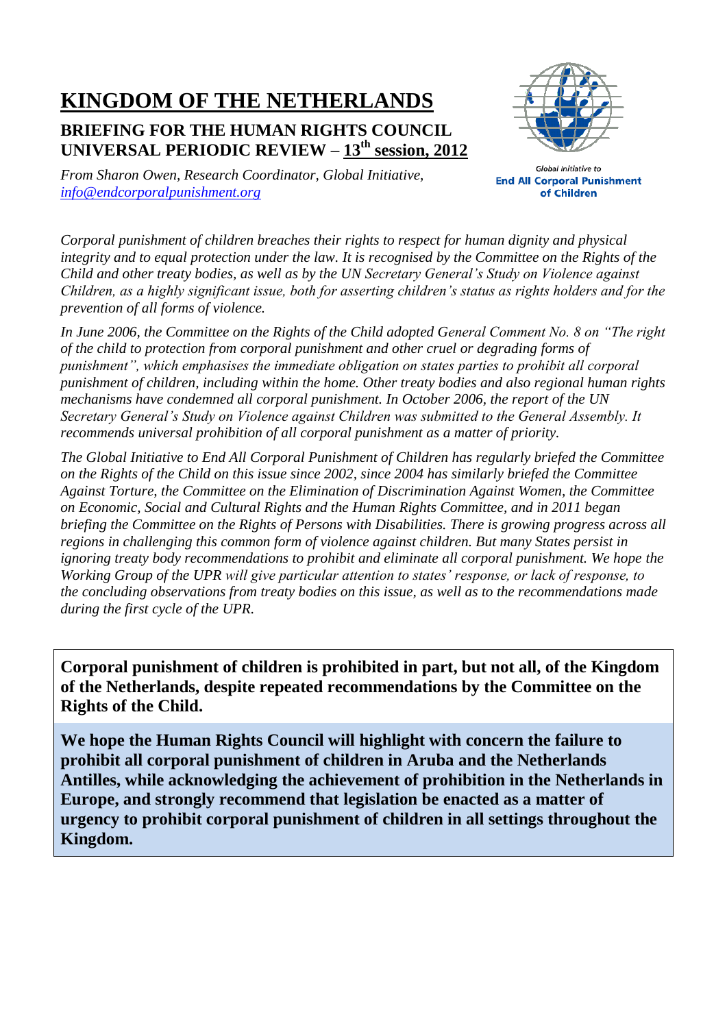# KINGDOM OF THE NETHERLANDS

## BRIEFING FOR THE HUMAN RIGHTS COUNCIL UNIVERSAL PERIODIC REVIEW – 13th session, 2012

*From Sharon Owen, Research Coordinator, Global Initiative, info@endcorporalpunishment.org*

Global Initiative to **End All Corporal Punishment of Children**

*Corporal punishment of children breaches their rights to respect for human dignity and physical integrity and to equal protection under the law. It is recognised by the Committee on the Rights of the Child and other treaty bodies, as well as by the UN Secretary General's Study on Violence against Children, as a highly significant issue, both for asserting children's status as rights holders and for the prevention of all forms of violence.*

*In June 2006, the Committee on the Rights of the Child adopted General Comment No. 8 on "The right of the child to protection from corporal punishment and other cruel or degrading forms of punishment", which emphasises the immediate obligation on states parties to prohibit all corporal punishment of children, including within the home. Other treaty bodies and also regional human rights mechanisms have condemned all corporal punishment. In October 2006, the report of the UN Secretary General's Study on Violence against Children was submitted to the General Assembly. It recommends universal prohibition of all corporal punishment as a matter of priority.*

*The Global Initiative to End All Corporal Punishment of Children has regularly briefed the Committee on the Rights of the Child on this issue since 2002, since 2004 has similarly briefed the Committee Against Torture, the Committee on the Elimination of Discrimination Against Women, the Committee on Economic, Social and Cultural Rights and the Human Rights Committee, and in 2011 began briefing the Committee on the Rights of Persons with Disabilities. There is growing progress across all regions in challenging this common form of violence against children. But many States persist in ignoring treaty body recommendations to prohibit and eliminate all corporal punishment. We hope the Working Group of the UPR will give particular attention to states' response, or lack of response, to the concluding observations from treaty bodies on this issue, as well as to the recommendations made during the first cycle of the UPR.*

**Corporal punishment of children is prohibited in part, but not all, of the Kingdom of the Netherlands, despite repeated recommendations by the Committee on the Rights of the Child.**

**We hope the Human Rights Council will highlight with concern the failure to prohibit all corporal punishment of children in Aruba and the Netherlands Antilles, while acknowledging the achievement of prohibition in the Netherlands in Europe, and strongly recommend that legislation be enacted as a matter of urgency to prohibit corporal punishment of children in all settings throughout the Kingdom.**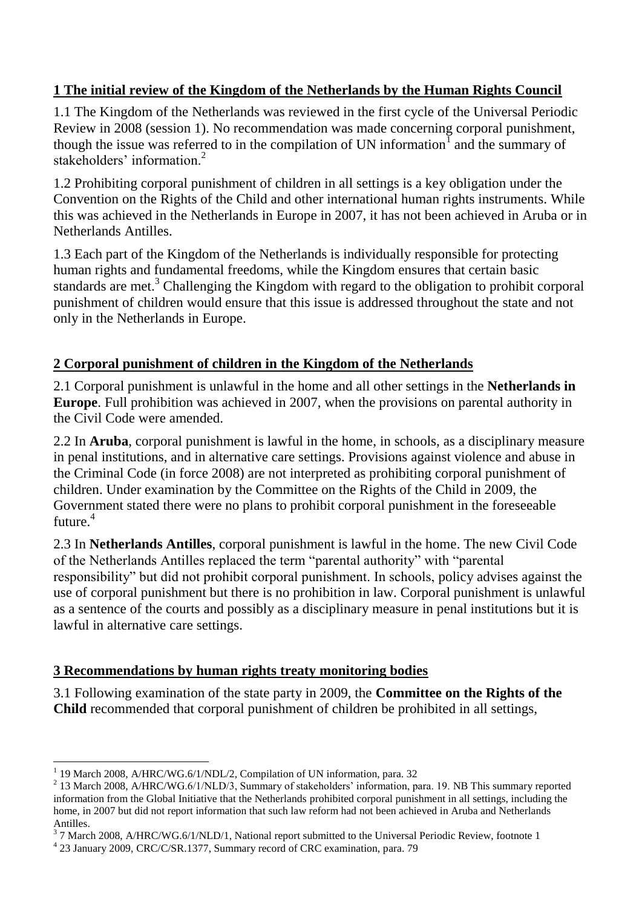## 1 The initial review of the Kingdom of the Netherlands by the Human Rights Council

1.1 The Kingdom of the Netherlands was reviewed in the first cycle of the Universal Periodic Review in 2008 (session 1). No recommendation was made concerning corporal punishment, though the issue was referred to in the compilation of UN information[1] and the summary of stakeholders' information.[2]

1.2 Prohibiting corporal punishment of children in all settings is a key obligation under the Convention on the Rights of the Child and other international human rights instruments. While this was achieved in the Netherlands in Europe in 2007, it has not been achieved in Aruba or in Netherlands Antilles.

1.3 Each part of the Kingdom of the Netherlands is individually responsible for protecting human rights and fundamental freedoms, while the Kingdom ensures that certain basic standards are met.[3] Challenging the Kingdom with regard to the obligation to prohibit corporal punishment of children would ensure that this issue is addressed throughout the state and not only in the Netherlands in Europe.

## 2 Corporal punishment of children in the Kingdom of the Netherlands

2.1 Corporal punishment is unlawful in the home and all other settings in the **Netherlands in Europe**. Full prohibition was achieved in 2007, when the provisions on parental authority in the Civil Code were amended.

2.2 In **Aruba**, corporal punishment is lawful in the home, in schools, as a disciplinary measure in penal institutions, and in alternative care settings. Provisions against violence and abuse in the Criminal Code (in force 2008) are not interpreted as prohibiting corporal punishment of children. Under examination by the Committee on the Rights of the Child in 2009, the Government stated there were no plans to prohibit corporal punishment in the foreseeable future.[4]

2.3 In **Netherlands Antilles**, corporal punishment is lawful in the home. The new Civil Code of the Netherlands Antilles replaced the term "parental authority" with "parental responsibility" but did not prohibit corporal punishment. In schools, policy advises against the use of corporal punishment but there is no prohibition in law. Corporal punishment is unlawful as a sentence of the courts and possibly as a disciplinary measure in penal institutions but it is lawful in alternative care settings.

## 3 Recommendations by human rights treaty monitoring bodies

3.1 Following examination of the state party in 2009, the **Committee on the Rights of the Child** recommended that corporal punishment of children be prohibited in all settings,

---

[1] 19 March 2008, A/HRC/WG.6/1/NDL/2, Compilation of UN information, para. 32

[2] 13 March 2008, A/HRC/WG.6/1/NLD/3, Summary of stakeholders' information, para. 19. NB This summary reported information from the Global Initiative that the Netherlands prohibited corporal punishment in all settings, including the home, in 2007 but did not report information that such law reform had not been achieved in Aruba and Netherlands Antilles.

[3] 7 March 2008, A/HRC/WG.6/1/NLD/1, National report submitted to the Universal Periodic Review, footnote 1

[4] 23 January 2009, CRC/C/SR.1377, Summary record of CRC examination, para. 79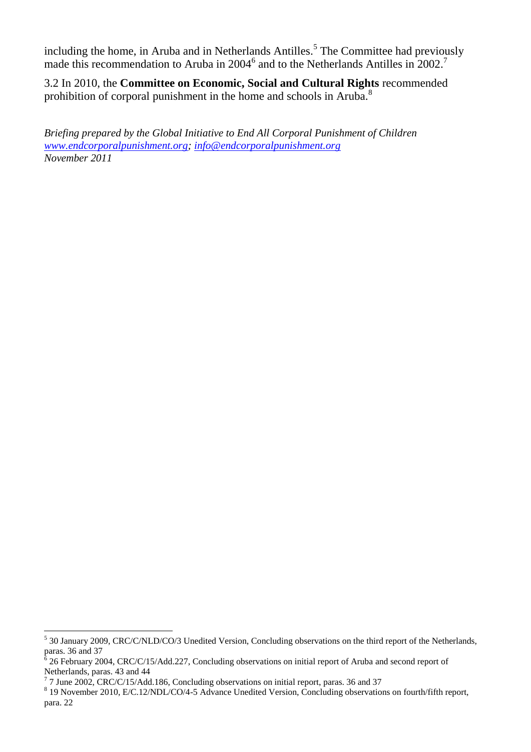including the home, in Aruba and in Netherlands Antilles.[5] The Committee had previously made this recommendation to Aruba in 2004[6] and to the Netherlands Antilles in 2002.[7]

3.2 In 2010, the **Committee on Economic, Social and Cultural Rights** recommended prohibition of corporal punishment in the home and schools in Aruba.[8]

*Briefing prepared by the Global Initiative to End All Corporal Punishment of Children*
*www.endcorporalpunishment.org; info@endcorporalpunishment.org*
*November 2011*

---

[5] 30 January 2009, CRC/C/NLD/CO/3 Unedited Version, Concluding observations on the third report of the Netherlands, paras. 36 and 37

[6] 26 February 2004, CRC/C/15/Add.227, Concluding observations on initial report of Aruba and second report of Netherlands, paras. 43 and 44

[7] 7 June 2002, CRC/C/15/Add.186, Concluding observations on initial report, paras. 36 and 37

[8] 19 November 2010, E/C.12/NDL/CO/4-5 Advance Unedited Version, Concluding observations on fourth/fifth report, para. 22